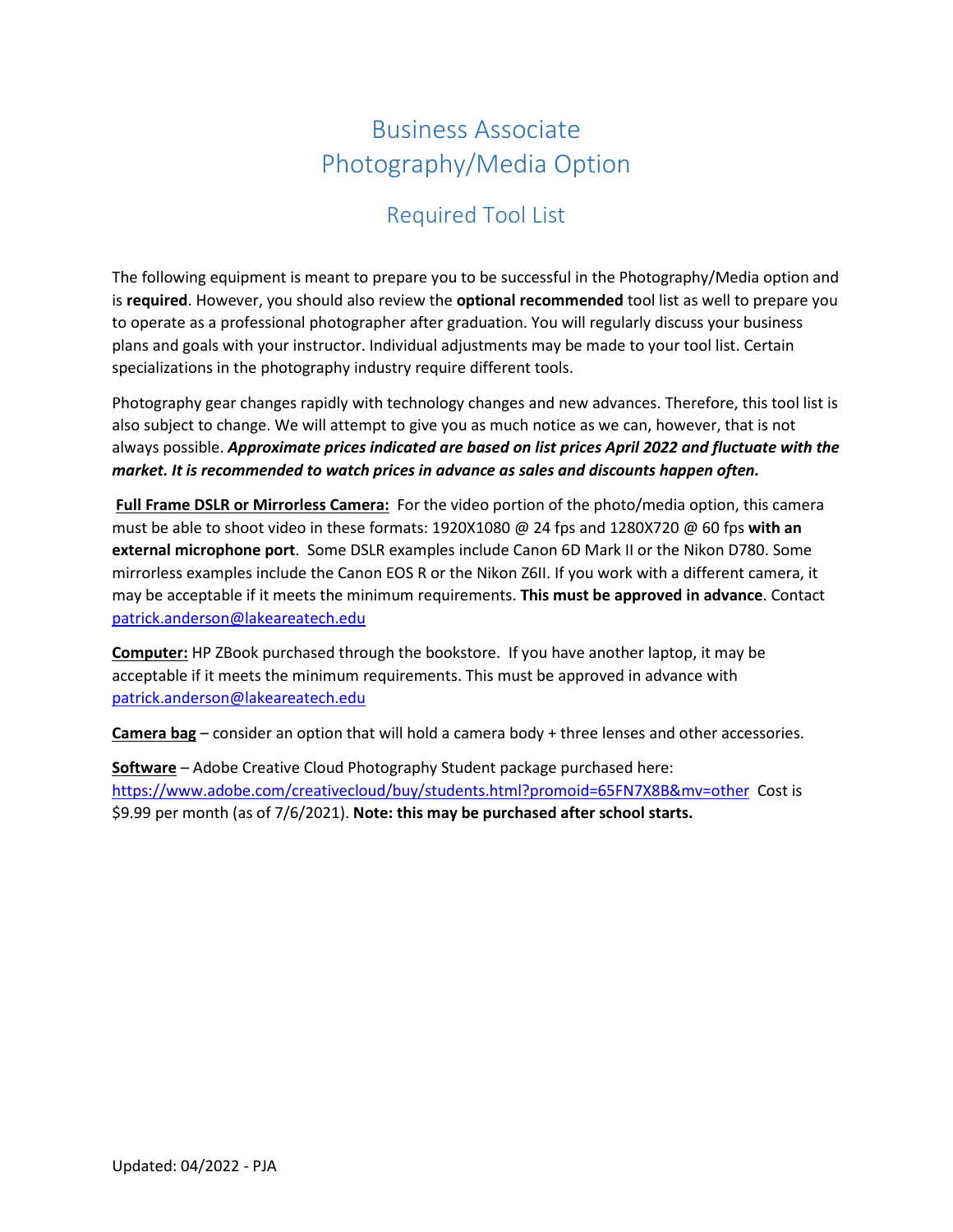# Business Associate
# Photography/Media Option

## Required Tool List

The following equipment is meant to prepare you to be successful in the Photography/Media option and is **required**. However, you should also review the **optional recommended** tool list as well to prepare you to operate as a professional photographer after graduation. You will regularly discuss your business plans and goals with your instructor. Individual adjustments may be made to your tool list. Certain specializations in the photography industry require different tools.

Photography gear changes rapidly with technology changes and new advances. Therefore, this tool list is also subject to change. We will attempt to give you as much notice as we can, however, that is not always possible. ***Approximate prices indicated are based on list prices April 2022 and fluctuate with the market. It is recommended to watch prices in advance as sales and discounts happen often.***

**Full Frame DSLR or Mirrorless Camera:** For the video portion of the photo/media option, this camera must be able to shoot video in these formats: 1920X1080 @ 24 fps and 1280X720 @ 60 fps **with an external microphone port**. Some DSLR examples include Canon 6D Mark II or the Nikon D780. Some mirrorless examples include the Canon EOS R or the Nikon Z6II. If you work with a different camera, it may be acceptable if it meets the minimum requirements. **This must be approved in advance**. Contact patrick.anderson@lakeareatech.edu

**Computer:** HP ZBook purchased through the bookstore. If you have another laptop, it may be acceptable if it meets the minimum requirements. This must be approved in advance with patrick.anderson@lakeareatech.edu

**Camera bag** – consider an option that will hold a camera body + three lenses and other accessories.

**Software** – Adobe Creative Cloud Photography Student package purchased here: https://www.adobe.com/creativecloud/buy/students.html?promoid=65FN7X8B&mv=other Cost is $9.99 per month (as of 7/6/2021). **Note: this may be purchased after school starts.**

Updated: 04/2022 - PJA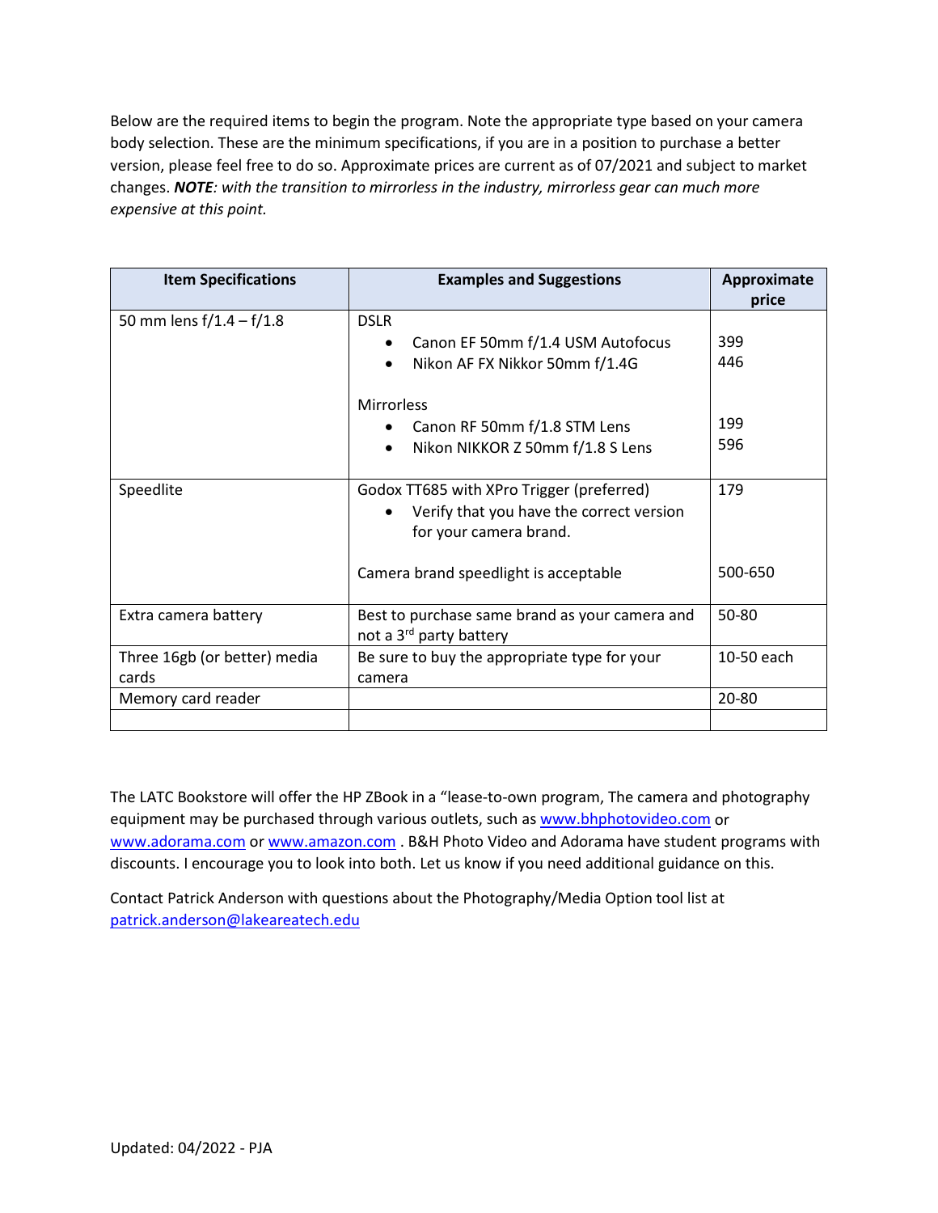Below are the required items to begin the program. Note the appropriate type based on your camera body selection. These are the minimum specifications, if you are in a position to purchase a better version, please feel free to do so. Approximate prices are current as of 07/2021 and subject to market changes. ***NOTE****: with the transition to mirrorless in the industry, mirrorless gear can much more expensive at this point.*

| Item Specifications | Examples and Suggestions | Approximate price |
|---|---|---|
| 50 mm lens f/1.4 – f/1.8 | DSLR<br>• Canon EF 50mm f/1.4 USM Autofocus<br>• Nikon AF FX Nikkor 50mm f/1.4G<br><br>Mirrorless<br>• Canon RF 50mm f/1.8 STM Lens<br>• Nikon NIKKOR Z 50mm f/1.8 S Lens | <br>399<br>446<br><br><br>199<br>596 |
| Speedlite | Godox TT685 with XPro Trigger (preferred)<br>• Verify that you have the correct version for your camera brand.<br><br>Camera brand speedlight is acceptable | 179<br><br><br><br>500-650 |
| Extra camera battery | Best to purchase same brand as your camera and not a 3rd party battery | 50-80 |
| Three 16gb (or better) media cards | Be sure to buy the appropriate type for your camera | 10-50 each |
| Memory card reader | | 20-80 |
| | | |

The LATC Bookstore will offer the HP ZBook in a "lease-to-own program, The camera and photography equipment may be purchased through various outlets, such as www.bhphotovideo.com or www.adorama.com or www.amazon.com . B&H Photo Video and Adorama have student programs with discounts. I encourage you to look into both. Let us know if you need additional guidance on this.

Contact Patrick Anderson with questions about the Photography/Media Option tool list at patrick.anderson@lakeareatech.edu

Updated: 04/2022 - PJA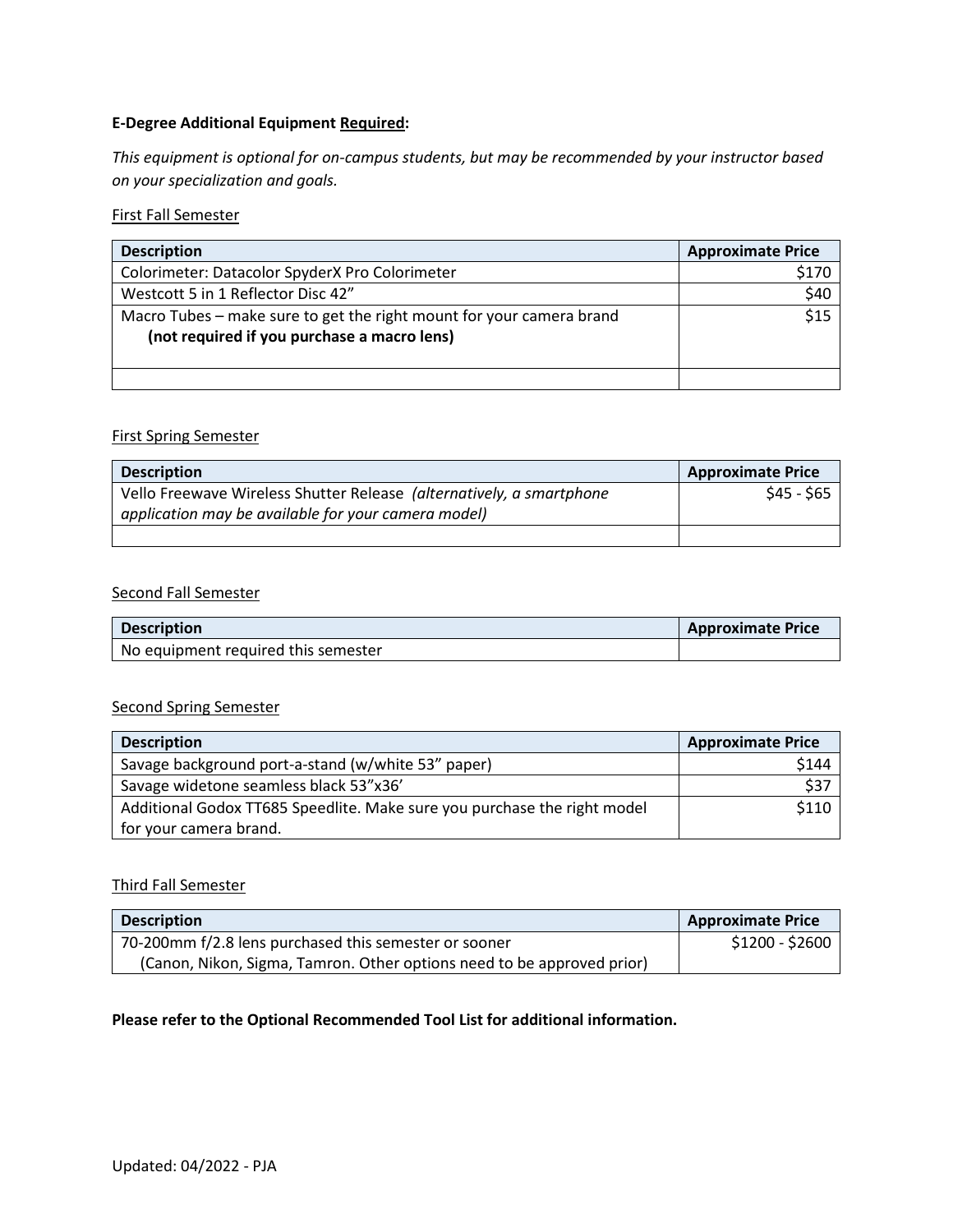**E-Degree Additional Equipment <u>Required</u>:**

*This equipment is optional for on-campus students, but may be recommended by your instructor based on your specialization and goals.*

<u>First Fall Semester</u>

| Description | Approximate Price |
|---|---|
| Colorimeter: Datacolor SpyderX Pro Colorimeter | $170 |
| Westcott 5 in 1 Reflector Disc 42" | $40 |
| Macro Tubes – make sure to get the right mount for your camera brand **(not required if you purchase a macro lens)** | $15 |
| | |

<u>First Spring Semester</u>

| Description | Approximate Price |
|---|---|
| Vello Freewave Wireless Shutter Release *(alternatively, a smartphone application may be available for your camera model)* | $45 - $65 |
| | |

<u>Second Fall Semester</u>

| Description | Approximate Price |
|---|---|
| No equipment required this semester | |

<u>Second Spring Semester</u>

| Description | Approximate Price |
|---|---|
| Savage background port-a-stand (w/white 53" paper) | $144 |
| Savage widetone seamless black 53"x36' | $37 |
| Additional Godox TT685 Speedlite. Make sure you purchase the right model for your camera brand. | $110 |

<u>Third Fall Semester</u>

| Description | Approximate Price |
|---|---|
| 70-200mm f/2.8 lens purchased this semester or sooner (Canon, Nikon, Sigma, Tamron. Other options need to be approved prior) | $1200 - $2600 |

**Please refer to the Optional Recommended Tool List for additional information.**

Updated: 04/2022 - PJA